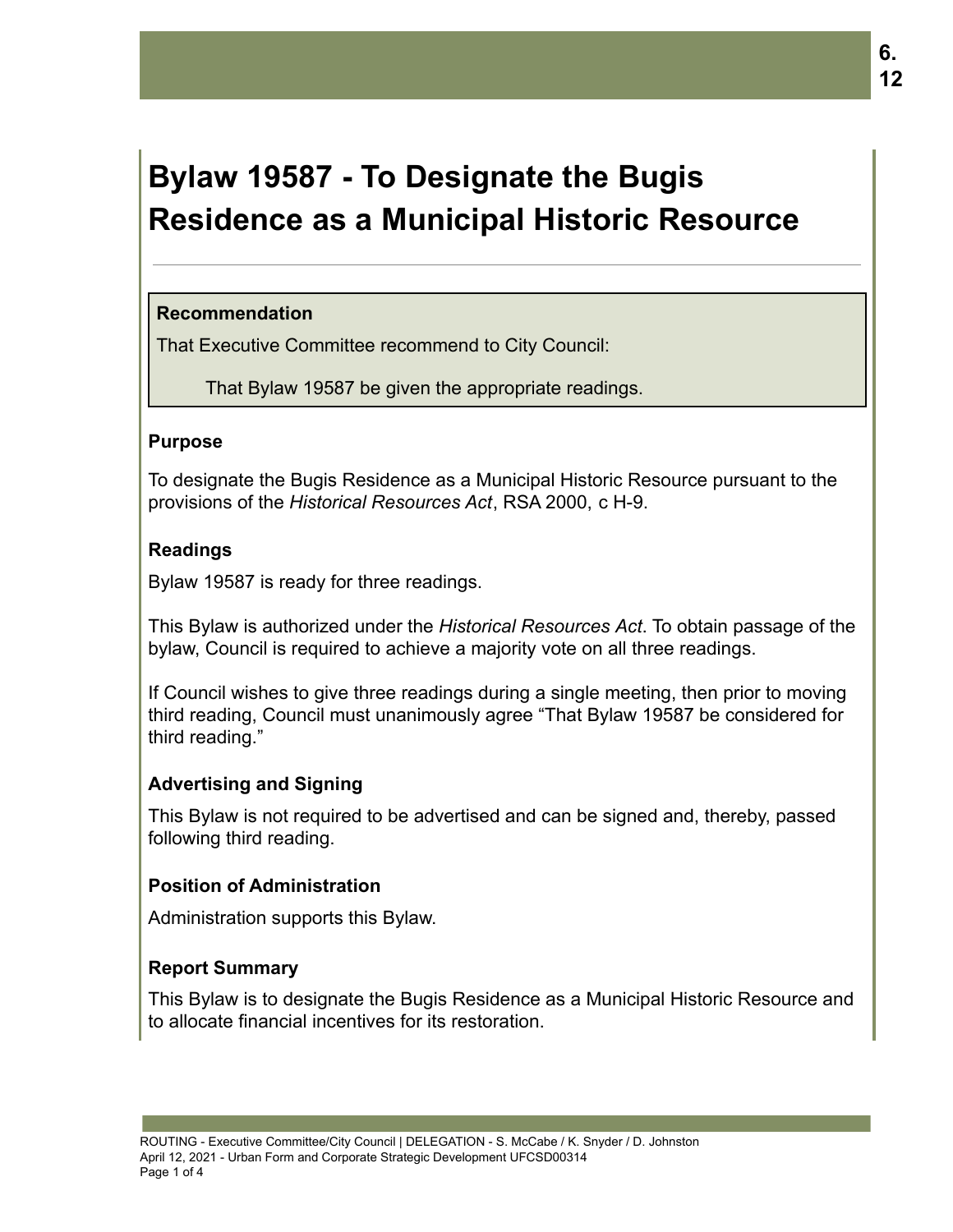# Bylaw 19587 - To Designate the Bugis Residence as a Municipal Historic Resource

**Recommendation**

That Executive Committee recommend to City Council:

That Bylaw 19587 be given the appropriate readings.

### Purpose

To designate the Bugis Residence as a Municipal Historic Resource pursuant to the provisions of the *Historical Resources Act*, RSA 2000, c H-9.

### Readings

Bylaw 19587 is ready for three readings.

This Bylaw is authorized under the *Historical Resources Act*. To obtain passage of the bylaw, Council is required to achieve a majority vote on all three readings.

If Council wishes to give three readings during a single meeting, then prior to moving third reading, Council must unanimously agree "That Bylaw 19587 be considered for third reading."

### Advertising and Signing

This Bylaw is not required to be advertised and can be signed and, thereby, passed following third reading.

### Position of Administration

Administration supports this Bylaw.

### Report Summary

This Bylaw is to designate the Bugis Residence as a Municipal Historic Resource and to allocate financial incentives for its restoration.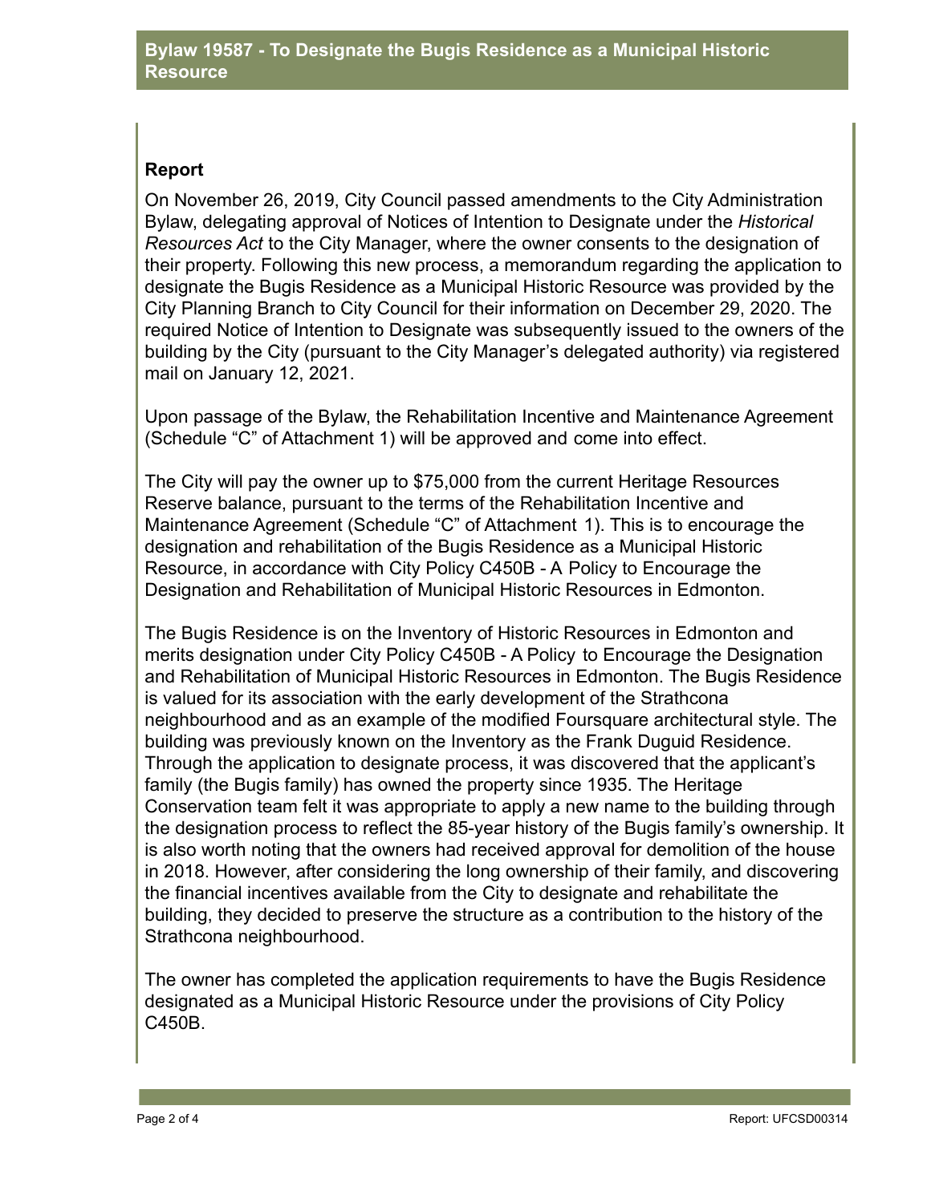## Report

On November 26, 2019, City Council passed amendments to the City Administration Bylaw, delegating approval of Notices of Intention to Designate under the *Historical Resources Act* to the City Manager, where the owner consents to the designation of their property. Following this new process, a memorandum regarding the application to designate the Bugis Residence as a Municipal Historic Resource was provided by the City Planning Branch to City Council for their information on December 29, 2020. The required Notice of Intention to Designate was subsequently issued to the owners of the building by the City (pursuant to the City Manager's delegated authority) via registered mail on January 12, 2021.

Upon passage of the Bylaw, the Rehabilitation Incentive and Maintenance Agreement (Schedule "C" of Attachment 1) will be approved and come into effect.

The City will pay the owner up to $75,000 from the current Heritage Resources Reserve balance, pursuant to the terms of the Rehabilitation Incentive and Maintenance Agreement (Schedule "C" of Attachment 1). This is to encourage the designation and rehabilitation of the Bugis Residence as a Municipal Historic Resource, in accordance with City Policy C450B - A Policy to Encourage the Designation and Rehabilitation of Municipal Historic Resources in Edmonton.

The Bugis Residence is on the Inventory of Historic Resources in Edmonton and merits designation under City Policy C450B - A Policy to Encourage the Designation and Rehabilitation of Municipal Historic Resources in Edmonton. The Bugis Residence is valued for its association with the early development of the Strathcona neighbourhood and as an example of the modified Foursquare architectural style. The building was previously known on the Inventory as the Frank Duguid Residence. Through the application to designate process, it was discovered that the applicant's family (the Bugis family) has owned the property since 1935. The Heritage Conservation team felt it was appropriate to apply a new name to the building through the designation process to reflect the 85-year history of the Bugis family's ownership. It is also worth noting that the owners had received approval for demolition of the house in 2018. However, after considering the long ownership of their family, and discovering the financial incentives available from the City to designate and rehabilitate the building, they decided to preserve the structure as a contribution to the history of the Strathcona neighbourhood.

The owner has completed the application requirements to have the Bugis Residence designated as a Municipal Historic Resource under the provisions of City Policy C450B.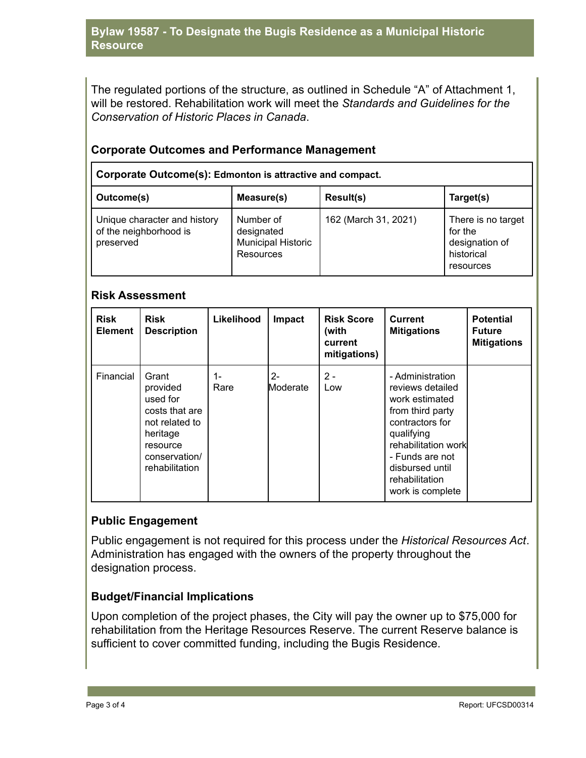The regulated portions of the structure, as outlined in Schedule “A” of Attachment 1, will be restored. Rehabilitation work will meet the *Standards and Guidelines for the Conservation of Historic Places in Canada*.

## Corporate Outcomes and Performance Management

| **Corporate Outcome(s): Edmonton is attractive and compact.** | | | |
|---|---|---|---|
| **Outcome(s)** | **Measure(s)** | **Result(s)** | **Target(s)** |
| Unique character and history of the neighborhood is preserved | Number of designated Municipal Historic Resources | 162 (March 31, 2021) | There is no target for the designation of historical resources |

## Risk Assessment

| Risk Element | Risk Description | Likelihood | Impact | Risk Score (with current mitigations) | Current Mitigations | Potential Future Mitigations |
|---|---|---|---|---|---|---|
| Financial | Grant provided used for costs that are not related to heritage resource conservation/ rehabilitation | 1- Rare | 2- Moderate | 2 - Low | - Administration reviews detailed work estimated from third party contractors for qualifying rehabilitation work<br>- Funds are not disbursed until rehabilitation work is complete | |

## Public Engagement

Public engagement is not required for this process under the *Historical Resources Act*. Administration has engaged with the owners of the property throughout the designation process.

## Budget/Financial Implications

Upon completion of the project phases, the City will pay the owner up to $75,000 for rehabilitation from the Heritage Resources Reserve. The current Reserve balance is sufficient to cover committed funding, including the Bugis Residence.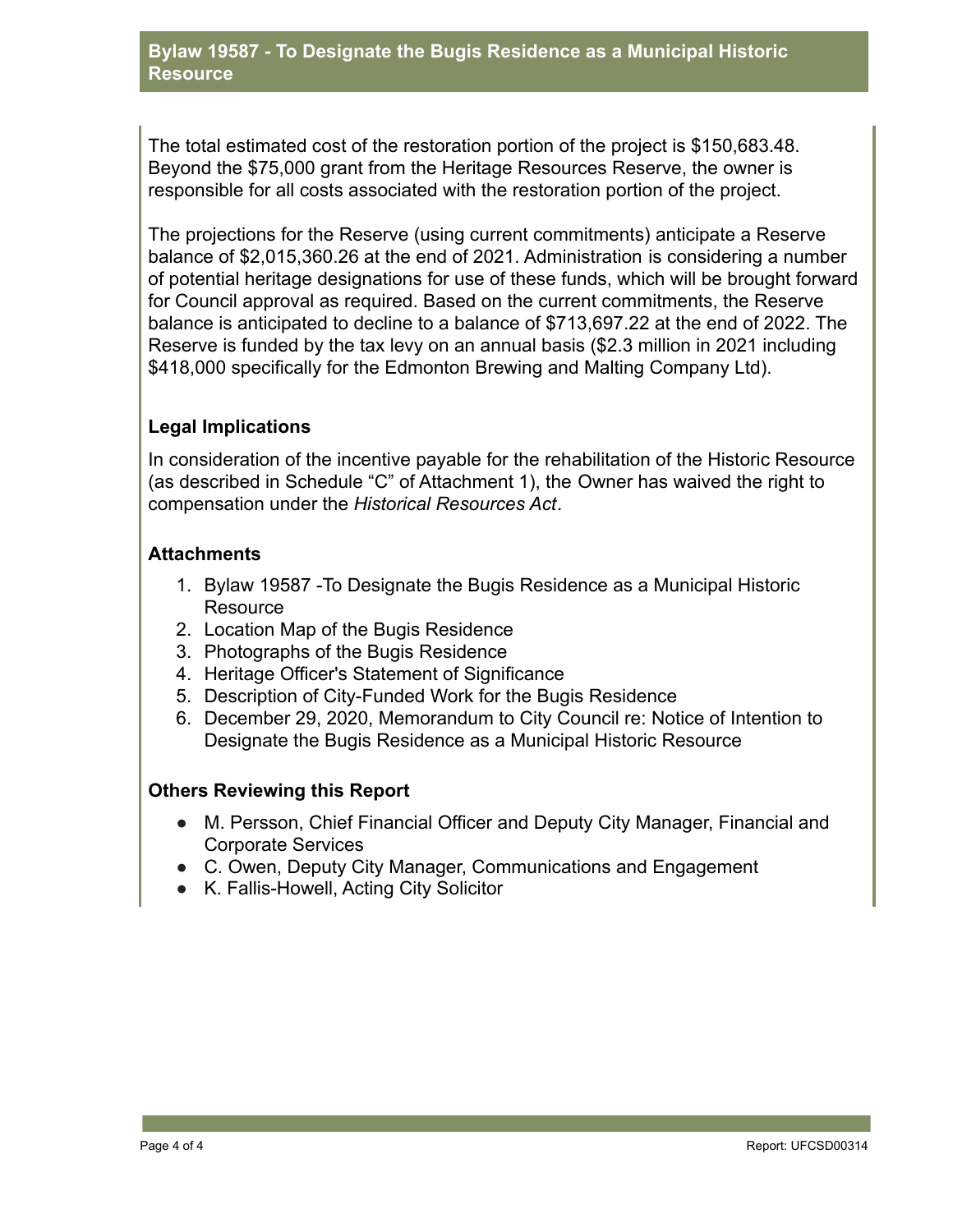The total estimated cost of the restoration portion of the project is $150,683.48. Beyond the $75,000 grant from the Heritage Resources Reserve, the owner is responsible for all costs associated with the restoration portion of the project.

The projections for the Reserve (using current commitments) anticipate a Reserve balance of $2,015,360.26 at the end of 2021. Administration is considering a number of potential heritage designations for use of these funds, which will be brought forward for Council approval as required. Based on the current commitments, the Reserve balance is anticipated to decline to a balance of $713,697.22 at the end of 2022. The Reserve is funded by the tax levy on an annual basis ($2.3 million in 2021 including $418,000 specifically for the Edmonton Brewing and Malting Company Ltd).

### Legal Implications

In consideration of the incentive payable for the rehabilitation of the Historic Resource (as described in Schedule "C" of Attachment 1), the Owner has waived the right to compensation under the *Historical Resources Act*.

### Attachments

1. Bylaw 19587 -To Designate the Bugis Residence as a Municipal Historic Resource
2. Location Map of the Bugis Residence
3. Photographs of the Bugis Residence
4. Heritage Officer's Statement of Significance
5. Description of City-Funded Work for the Bugis Residence
6. December 29, 2020, Memorandum to City Council re: Notice of Intention to Designate the Bugis Residence as a Municipal Historic Resource

### Others Reviewing this Report

- M. Persson, Chief Financial Officer and Deputy City Manager, Financial and Corporate Services
- C. Owen, Deputy City Manager, Communications and Engagement
- K. Fallis-Howell, Acting City Solicitor